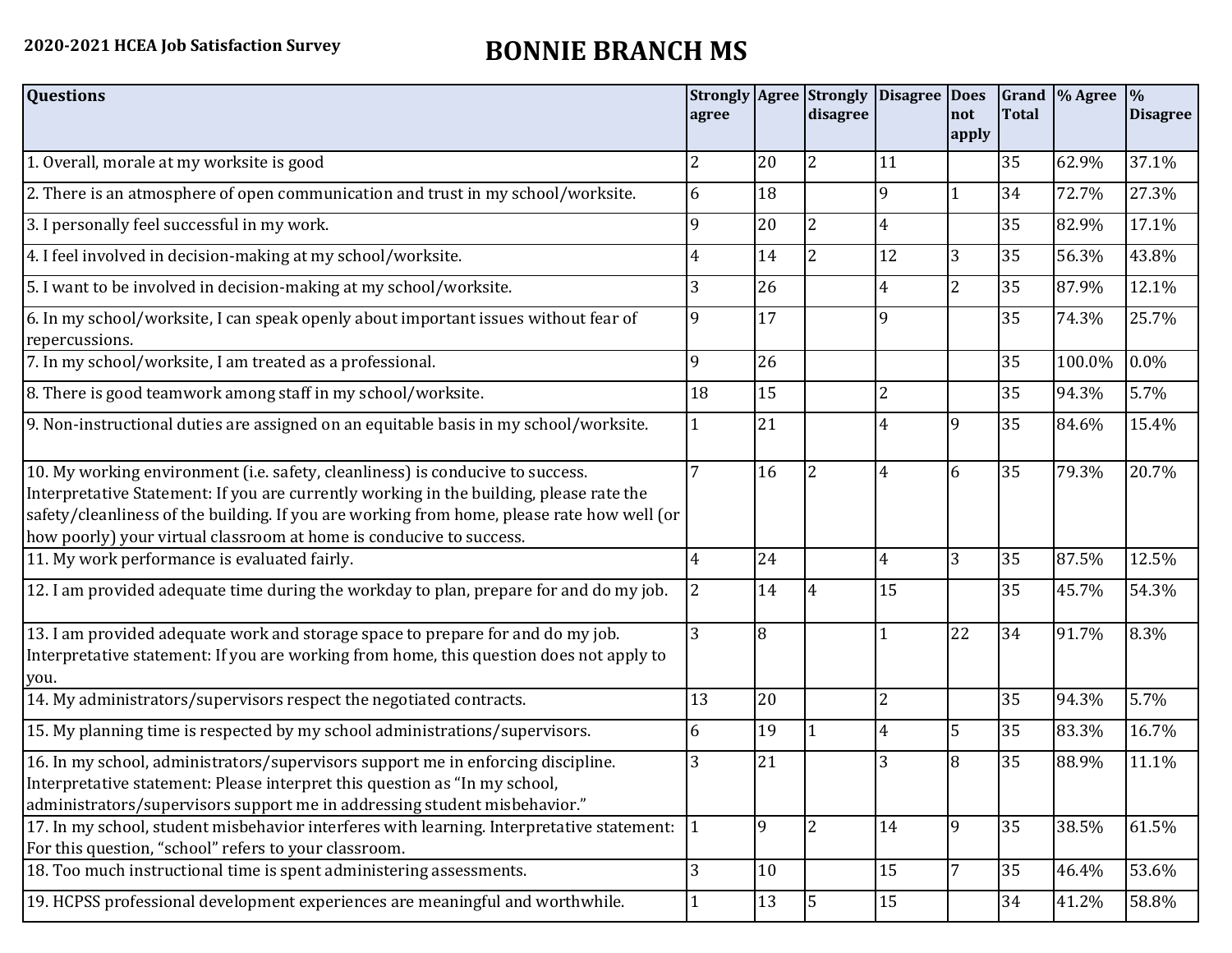**2020-2021 HCEA Job Satisfaction Survey**

# BONNIE BRANCH MS

| Questions | Strongly agree | Agree | Strongly disagree | Disagree | Does not apply | Grand Total | % Agree | % Disagree |
|---|---|---|---|---|---|---|---|---|
| 1. Overall, morale at my worksite is good | 2 | 20 | 2 | 11 | | 35 | 62.9% | 37.1% |
| 2. There is an atmosphere of open communication and trust in my school/worksite. | 6 | 18 | | 9 | 1 | 34 | 72.7% | 27.3% |
| 3. I personally feel successful in my work. | 9 | 20 | 2 | 4 | | 35 | 82.9% | 17.1% |
| 4. I feel involved in decision-making at my school/worksite. | 4 | 14 | 2 | 12 | 3 | 35 | 56.3% | 43.8% |
| 5. I want to be involved in decision-making at my school/worksite. | 3 | 26 | | 4 | 2 | 35 | 87.9% | 12.1% |
| 6. In my school/worksite, I can speak openly about important issues without fear of repercussions. | 9 | 17 | | 9 | | 35 | 74.3% | 25.7% |
| 7. In my school/worksite, I am treated as a professional. | 9 | 26 | | | | 35 | 100.0% | 0.0% |
| 8. There is good teamwork among staff in my school/worksite. | 18 | 15 | | 2 | | 35 | 94.3% | 5.7% |
| 9. Non-instructional duties are assigned on an equitable basis in my school/worksite. | 1 | 21 | | 4 | 9 | 35 | 84.6% | 15.4% |
| 10. My working environment (i.e. safety, cleanliness) is conducive to success. Interpretative Statement: If you are currently working in the building, please rate the safety/cleanliness of the building. If you are working from home, please rate how well (or how poorly) your virtual classroom at home is conducive to success. | 7 | 16 | 2 | 4 | 6 | 35 | 79.3% | 20.7% |
| 11. My work performance is evaluated fairly. | 4 | 24 | | 4 | 3 | 35 | 87.5% | 12.5% |
| 12. I am provided adequate time during the workday to plan, prepare for and do my job. | 2 | 14 | 4 | 15 | | 35 | 45.7% | 54.3% |
| 13. I am provided adequate work and storage space to prepare for and do my job. Interpretative statement: If you are working from home, this question does not apply to you. | 3 | 8 | | 1 | 22 | 34 | 91.7% | 8.3% |
| 14. My administrators/supervisors respect the negotiated contracts. | 13 | 20 | | 2 | | 35 | 94.3% | 5.7% |
| 15. My planning time is respected by my school administrations/supervisors. | 6 | 19 | 1 | 4 | 5 | 35 | 83.3% | 16.7% |
| 16. In my school, administrators/supervisors support me in enforcing discipline. Interpretative statement: Please interpret this question as "In my school, administrators/supervisors support me in addressing student misbehavior." | 3 | 21 | | 3 | 8 | 35 | 88.9% | 11.1% |
| 17. In my school, student misbehavior interferes with learning. Interpretative statement: For this question, "school" refers to your classroom. | 1 | 9 | 2 | 14 | 9 | 35 | 38.5% | 61.5% |
| 18. Too much instructional time is spent administering assessments. | 3 | 10 | | 15 | 7 | 35 | 46.4% | 53.6% |
| 19. HCPSS professional development experiences are meaningful and worthwhile. | 1 | 13 | 5 | 15 | | 34 | 41.2% | 58.8% |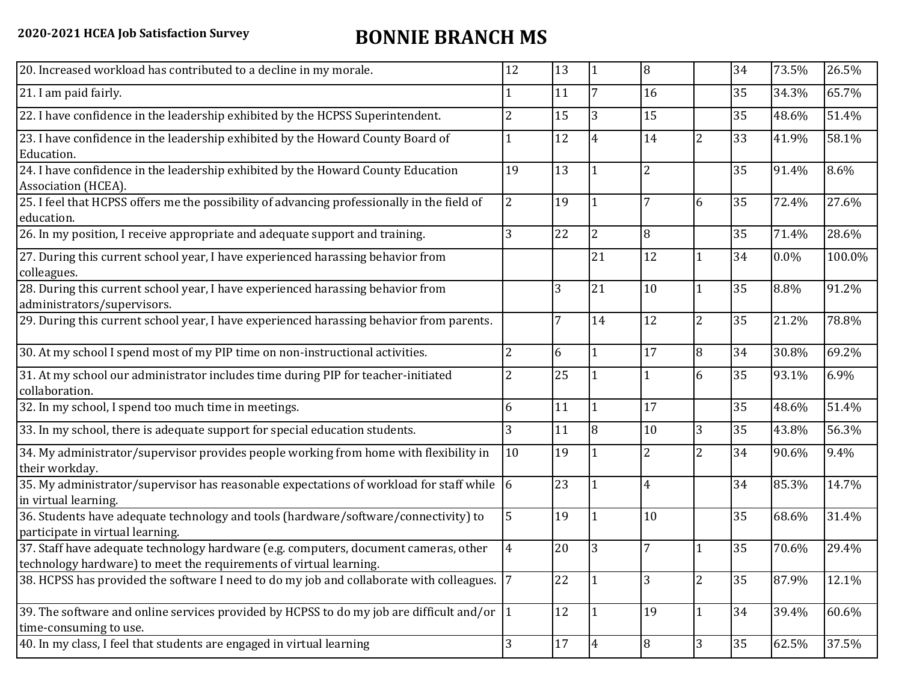**2020-2021 HCEA Job Satisfaction Survey**

# BONNIE BRANCH MS

| | | | | | | | | |
|---|---|---|---|---|---|---|---|---|
| 20. Increased workload has contributed to a decline in my morale. | 12 | 13 | 1 | 8 | | 34 | 73.5% | 26.5% |
| 21. I am paid fairly. | 1 | 11 | 7 | 16 | | 35 | 34.3% | 65.7% |
| 22. I have confidence in the leadership exhibited by the HCPSS Superintendent. | 2 | 15 | 3 | 15 | | 35 | 48.6% | 51.4% |
| 23. I have confidence in the leadership exhibited by the Howard County Board of Education. | 1 | 12 | 4 | 14 | 2 | 33 | 41.9% | 58.1% |
| 24. I have confidence in the leadership exhibited by the Howard County Education Association (HCEA). | 19 | 13 | 1 | 2 | | 35 | 91.4% | 8.6% |
| 25. I feel that HCPSS offers me the possibility of advancing professionally in the field of education. | 2 | 19 | 1 | 7 | 6 | 35 | 72.4% | 27.6% |
| 26. In my position, I receive appropriate and adequate support and training. | 3 | 22 | 2 | 8 | | 35 | 71.4% | 28.6% |
| 27. During this current school year, I have experienced harassing behavior from colleagues. | | | 21 | 12 | 1 | 34 | 0.0% | 100.0% |
| 28. During this current school year, I have experienced harassing behavior from administrators/supervisors. | | 3 | 21 | 10 | 1 | 35 | 8.8% | 91.2% |
| 29. During this current school year, I have experienced harassing behavior from parents. | | 7 | 14 | 12 | 2 | 35 | 21.2% | 78.8% |
| 30. At my school I spend most of my PIP time on non-instructional activities. | 2 | 6 | 1 | 17 | 8 | 34 | 30.8% | 69.2% |
| 31. At my school our administrator includes time during PIP for teacher-initiated collaboration. | 2 | 25 | 1 | 1 | 6 | 35 | 93.1% | 6.9% |
| 32. In my school, I spend too much time in meetings. | 6 | 11 | 1 | 17 | | 35 | 48.6% | 51.4% |
| 33. In my school, there is adequate support for special education students. | 3 | 11 | 8 | 10 | 3 | 35 | 43.8% | 56.3% |
| 34. My administrator/supervisor provides people working from home with flexibility in their workday. | 10 | 19 | 1 | 2 | 2 | 34 | 90.6% | 9.4% |
| 35. My administrator/supervisor has reasonable expectations of workload for staff while in virtual learning. | 6 | 23 | 1 | 4 | | 34 | 85.3% | 14.7% |
| 36. Students have adequate technology and tools (hardware/software/connectivity) to participate in virtual learning. | 5 | 19 | 1 | 10 | | 35 | 68.6% | 31.4% |
| 37. Staff have adequate technology hardware (e.g. computers, document cameras, other technology hardware) to meet the requirements of virtual learning. | 4 | 20 | 3 | 7 | 1 | 35 | 70.6% | 29.4% |
| 38. HCPSS has provided the software I need to do my job and collaborate with colleagues. | 7 | 22 | 1 | 3 | 2 | 35 | 87.9% | 12.1% |
| 39. The software and online services provided by HCPSS to do my job are difficult and/or time-consuming to use. | 1 | 12 | 1 | 19 | 1 | 34 | 39.4% | 60.6% |
| 40. In my class, I feel that students are engaged in virtual learning | 3 | 17 | 4 | 8 | 3 | 35 | 62.5% | 37.5% |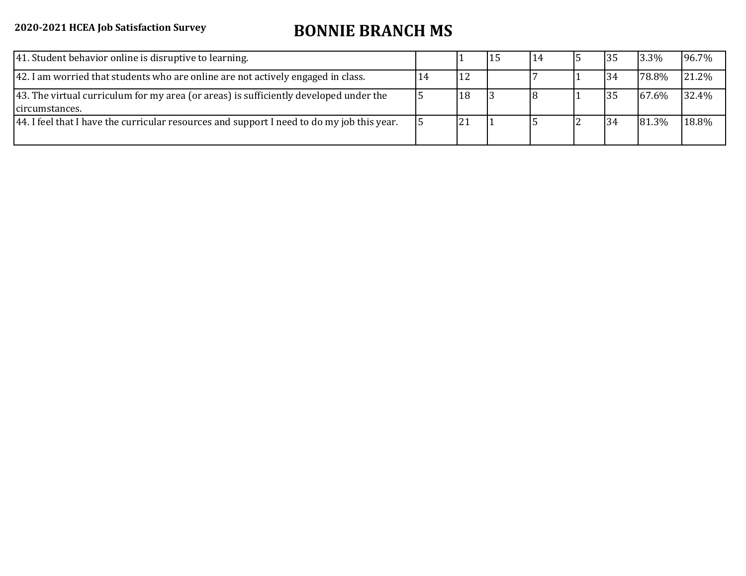2020-2021 HCEA Job Satisfaction Survey

# BONNIE BRANCH MS

| | | | | | | | | |
|---|---|---|---|---|---|---|---|---|
| 41. Student behavior online is disruptive to learning. | | 1 | 15 | 14 | 5 | 35 | 3.3% | 96.7% |
| 42. I am worried that students who are online are not actively engaged in class. | 14 | 12 | | 7 | 1 | 34 | 78.8% | 21.2% |
| 43. The virtual curriculum for my area (or areas) is sufficiently developed under the circumstances. | 5 | 18 | 3 | 8 | 1 | 35 | 67.6% | 32.4% |
| 44. I feel that I have the curricular resources and support I need to do my job this year. | 5 | 21 | 1 | 5 | 2 | 34 | 81.3% | 18.8% |